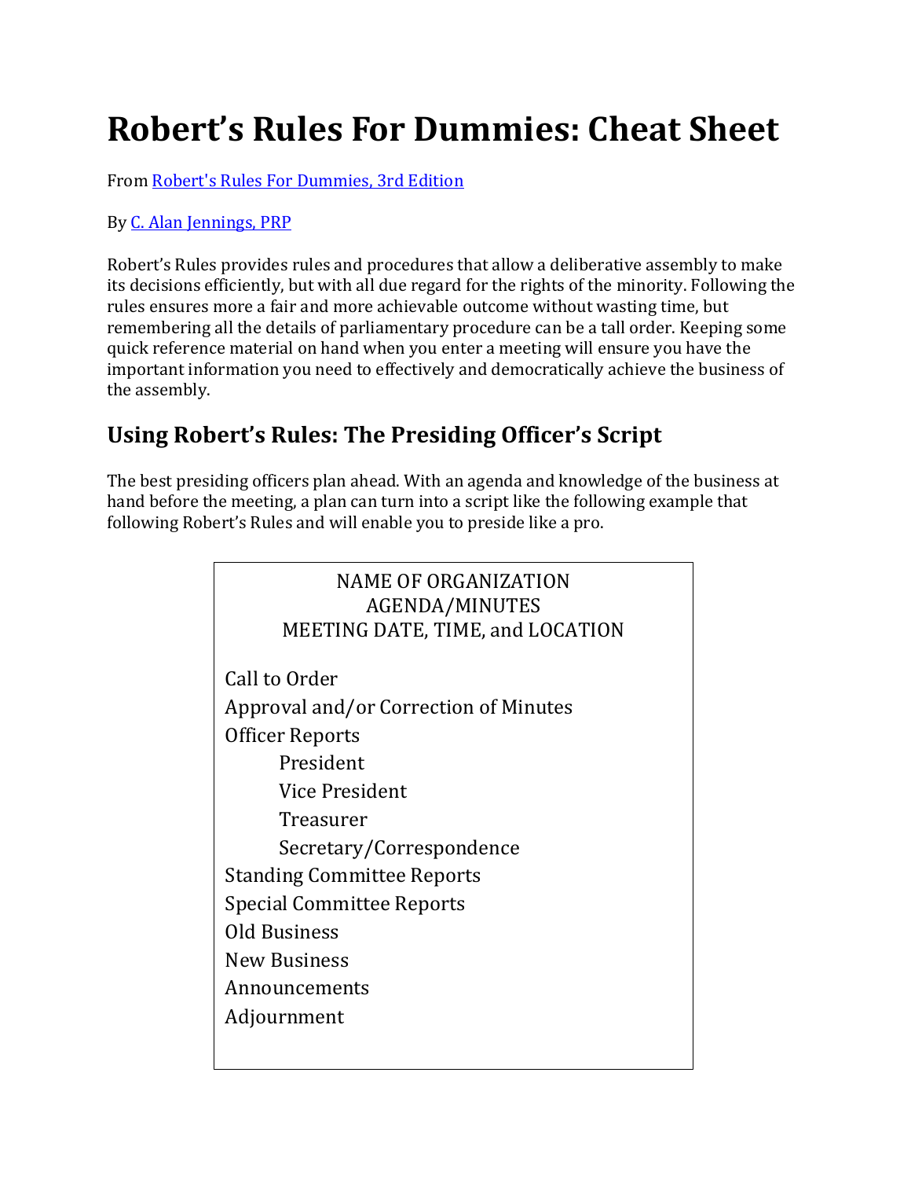# Robert's Rules For Dummies: Cheat Sheet

From [Robert's Rules For Dummies, 3rd Edition]()

By [C. Alan Jennings, PRP]()

Robert's Rules provides rules and procedures that allow a deliberative assembly to make its decisions efficiently, but with all due regard for the rights of the minority. Following the rules ensures more a fair and more achievable outcome without wasting time, but remembering all the details of parliamentary procedure can be a tall order. Keeping some quick reference material on hand when you enter a meeting will ensure you have the important information you need to effectively and democratically achieve the business of the assembly.

## Using Robert's Rules: The Presiding Officer's Script

The best presiding officers plan ahead. With an agenda and knowledge of the business at hand before the meeting, a plan can turn into a script like the following example that following Robert's Rules and will enable you to preside like a pro.

NAME OF ORGANIZATION
AGENDA/MINUTES
MEETING DATE, TIME, and LOCATION

- Call to Order
- Approval and/or Correction of Minutes
- Officer Reports
  - President
  - Vice President
  - Treasurer
  - Secretary/Correspondence
- Standing Committee Reports
- Special Committee Reports
- Old Business
- New Business
- Announcements
- Adjournment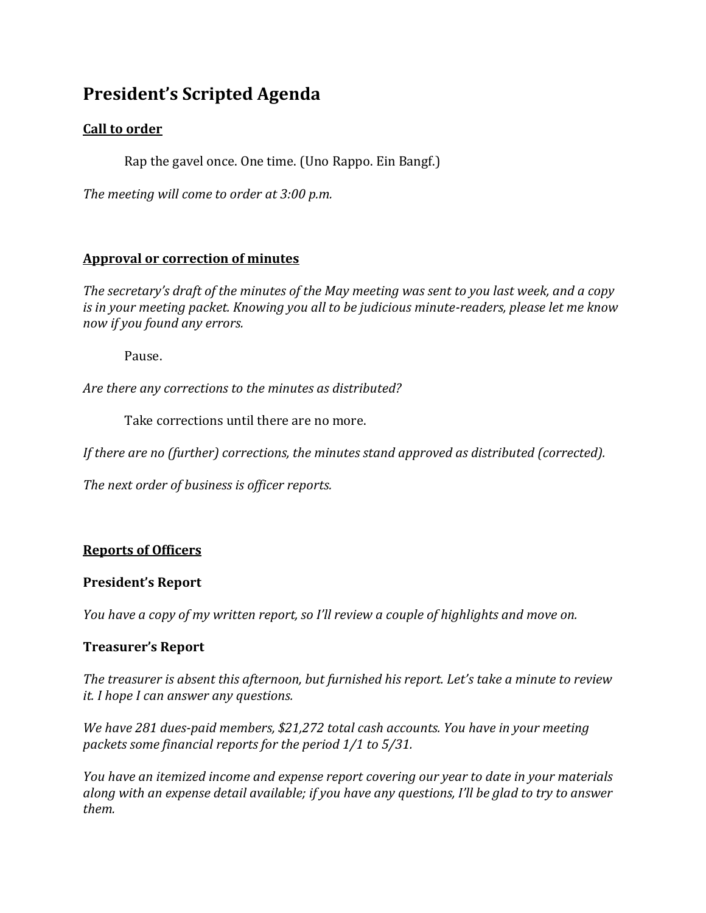# President's Scripted Agenda

## Call to order

Rap the gavel once. One time. (Uno Rappo. Ein Bangf.)

*The meeting will come to order at 3:00 p.m.*

## Approval or correction of minutes

*The secretary's draft of the minutes of the May meeting was sent to you last week, and a copy is in your meeting packet. Knowing you all to be judicious minute-readers, please let me know now if you found any errors.*

Pause.

*Are there any corrections to the minutes as distributed?*

Take corrections until there are no more.

*If there are no (further) corrections, the minutes stand approved as distributed (corrected).*

*The next order of business is officer reports.*

## Reports of Officers

### President's Report

*You have a copy of my written report, so I'll review a couple of highlights and move on.*

### Treasurer's Report

*The treasurer is absent this afternoon, but furnished his report. Let's take a minute to review it. I hope I can answer any questions.*

*We have 281 dues-paid members, $21,272 total cash accounts. You have in your meeting packets some financial reports for the period 1/1 to 5/31.*

*You have an itemized income and expense report covering our year to date in your materials along with an expense detail available; if you have any questions, I'll be glad to try to answer them.*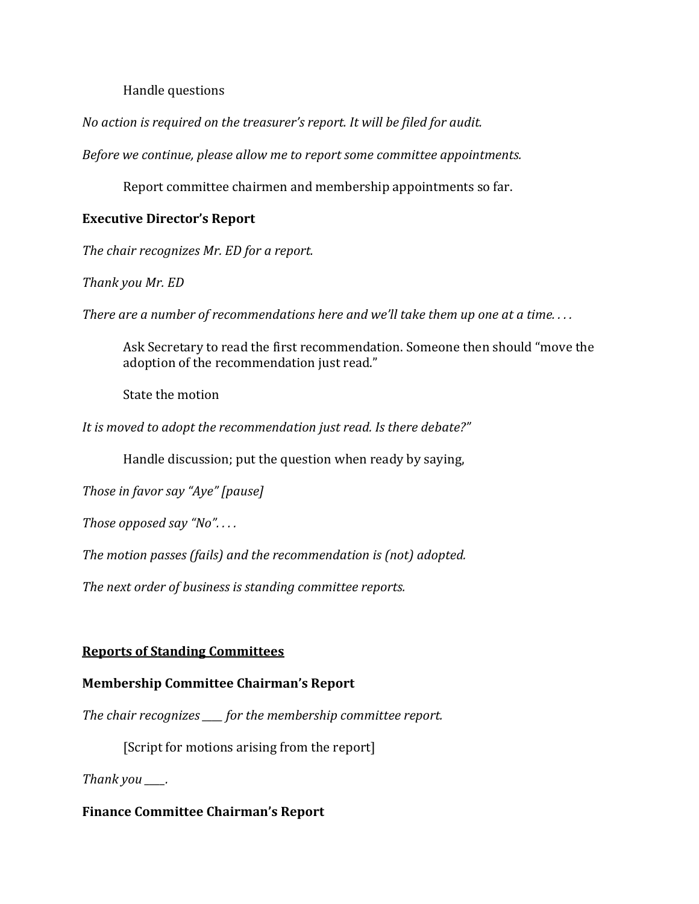Handle questions

*No action is required on the treasurer's report. It will be filed for audit.*

*Before we continue, please allow me to report some committee appointments.*

Report committee chairmen and membership appointments so far.

**Executive Director's Report**

*The chair recognizes Mr. ED for a report.*

*Thank you Mr. ED*

*There are a number of recommendations here and we'll take them up one at a time. . . .*

Ask Secretary to read the first recommendation. Someone then should "move the adoption of the recommendation just read."

State the motion

*It is moved to adopt the recommendation just read. Is there debate?"*

Handle discussion; put the question when ready by saying,

*Those in favor say "Aye" [pause]*

*Those opposed say "No". . . .*

*The motion passes (fails) and the recommendation is (not) adopted.*

*The next order of business is standing committee reports.*

**<u>Reports of Standing Committees</u>**

**Membership Committee Chairman's Report**

*The chair recognizes ____ for the membership committee report.*

[Script for motions arising from the report]

*Thank you ____.*

**Finance Committee Chairman's Report**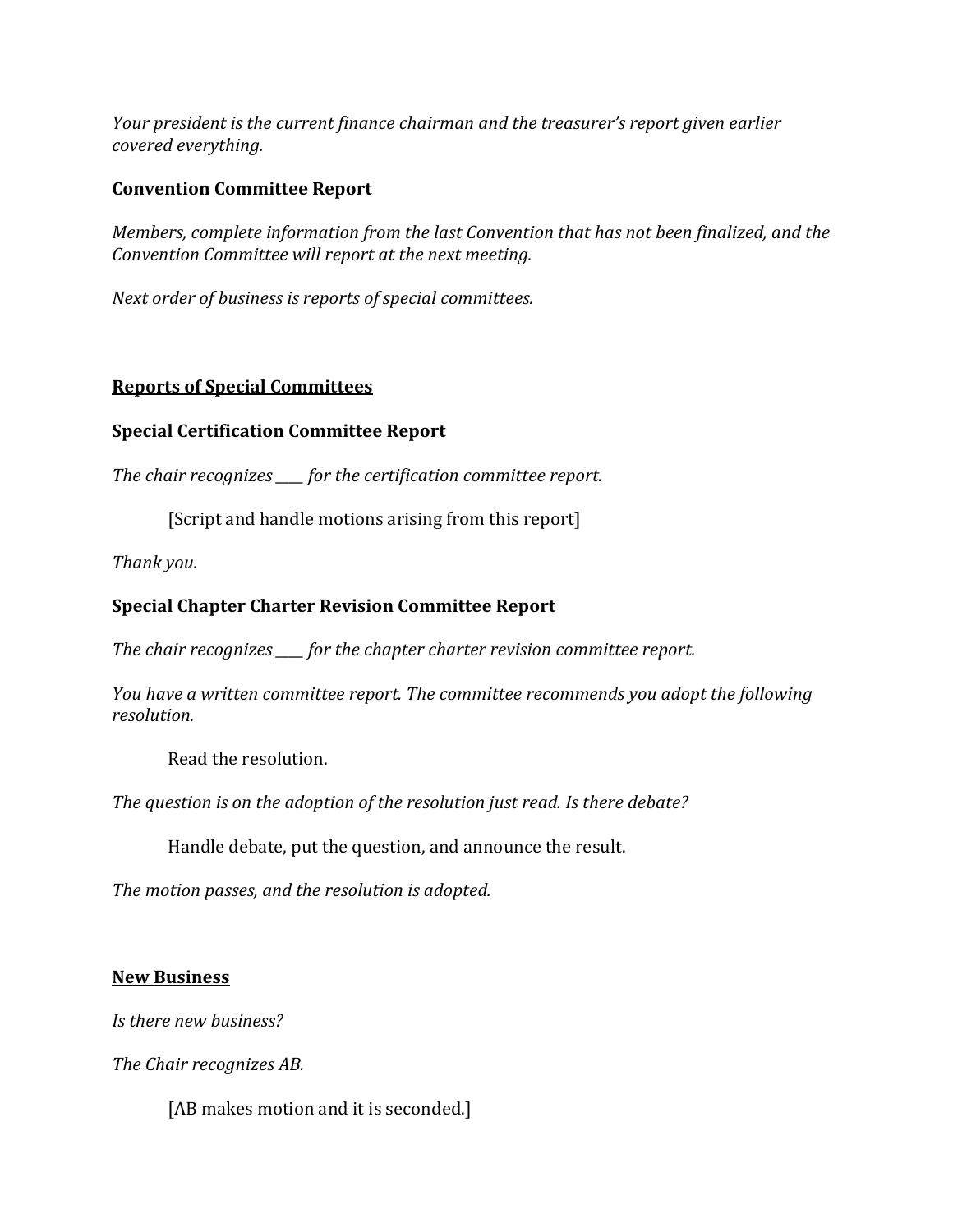*Your president is the current finance chairman and the treasurer's report given earlier covered everything.*

**Convention Committee Report**

*Members, complete information from the last Convention that has not been finalized, and the Convention Committee will report at the next meeting.*

*Next order of business is reports of special committees.*

## Reports of Special Committees

**Special Certification Committee Report**

*The chair recognizes ____ for the certification committee report.*

> [Script and handle motions arising from this report]

*Thank you.*

**Special Chapter Charter Revision Committee Report**

*The chair recognizes ____ for the chapter charter revision committee report.*

*You have a written committee report. The committee recommends you adopt the following resolution.*

> Read the resolution.

*The question is on the adoption of the resolution just read. Is there debate?*

> Handle debate, put the question, and announce the result.

*The motion passes, and the resolution is adopted.*

## New Business

*Is there new business?*

*The Chair recognizes AB.*

> [AB makes motion and it is seconded.]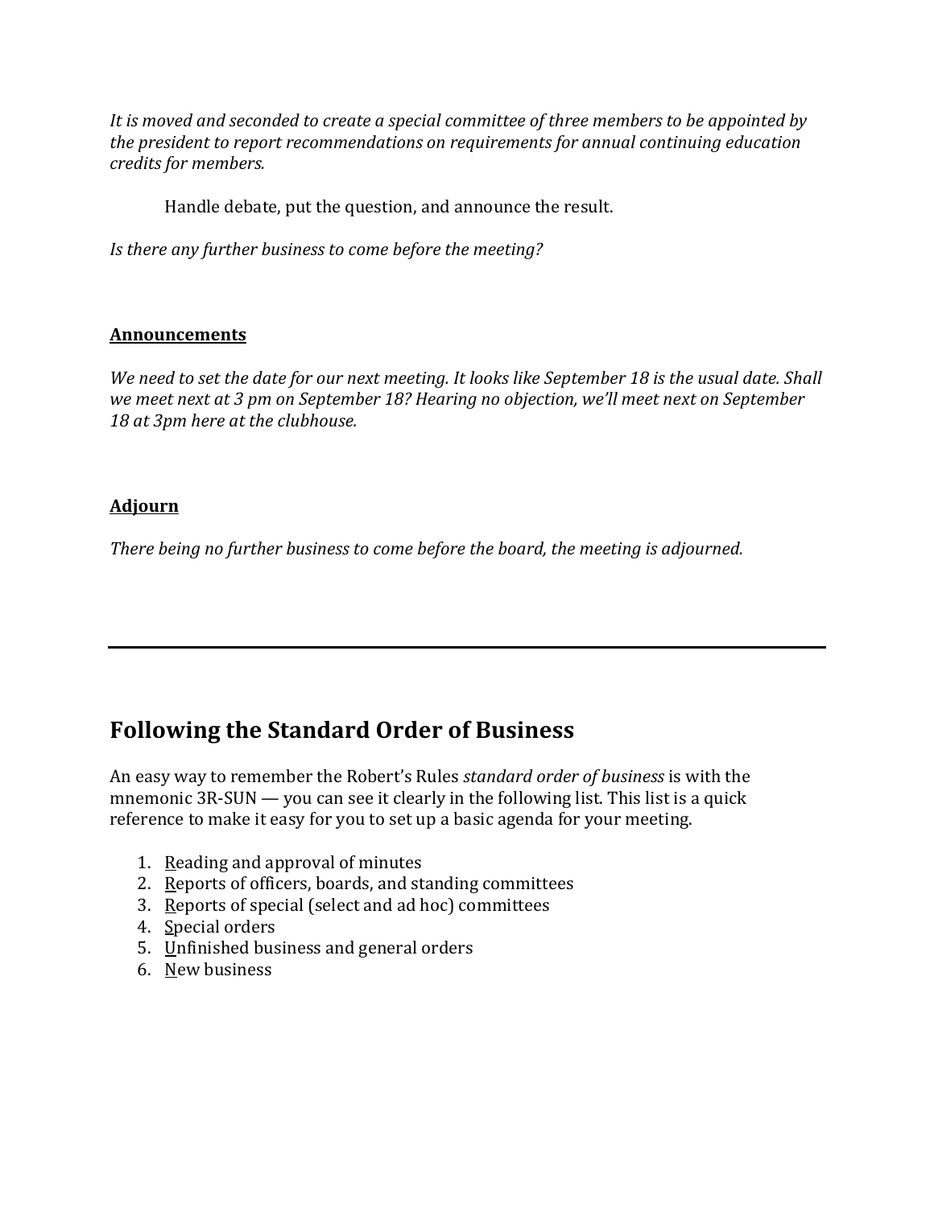*It is moved and seconded to create a special committee of three members to be appointed by the president to report recommendations on requirements for annual continuing education credits for members.*

Handle debate, put the question, and announce the result.

*Is there any further business to come before the meeting?*

**Announcements**

*We need to set the date for our next meeting. It looks like September 18 is the usual date. Shall we meet next at 3 pm on September 18? Hearing no objection, we'll meet next on September 18 at 3pm here at the clubhouse.*

**Adjourn**

*There being no further business to come before the board, the meeting is adjourned.*

---

## Following the Standard Order of Business

An easy way to remember the Robert's Rules *standard order of business* is with the mnemonic 3R-SUN — you can see it clearly in the following list. This list is a quick reference to make it easy for you to set up a basic agenda for your meeting.

1. Reading and approval of minutes
2. Reports of officers, boards, and standing committees
3. Reports of special (select and ad hoc) committees
4. Special orders
5. Unfinished business and general orders
6. New business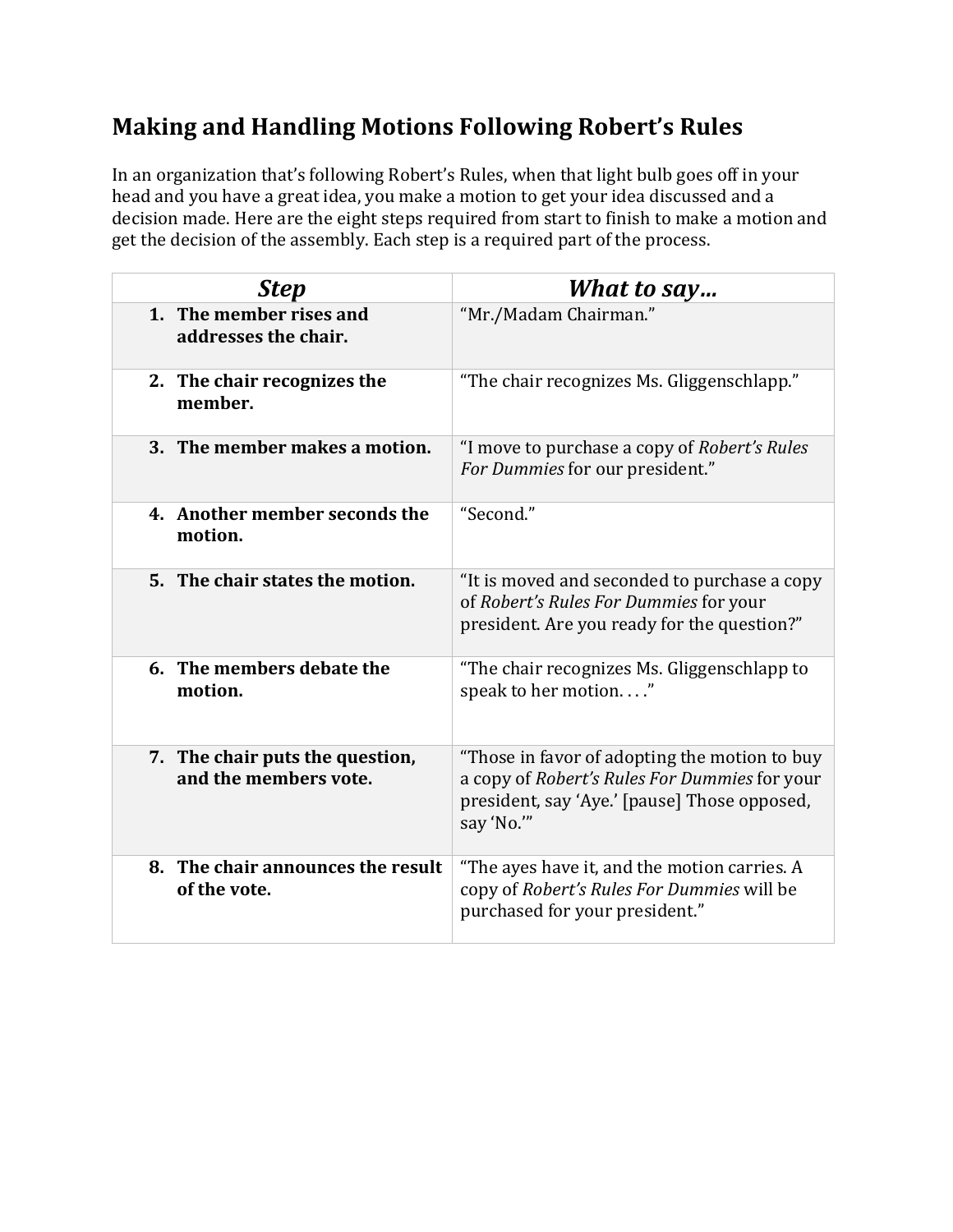## Making and Handling Motions Following Robert's Rules

In an organization that's following Robert's Rules, when that light bulb goes off in your head and you have a great idea, you make a motion to get your idea discussed and a decision made. Here are the eight steps required from start to finish to make a motion and get the decision of the assembly. Each step is a required part of the process.

| ***Step*** | ***What to say…*** |
|---|---|
| **1. The member rises and addresses the chair.** | "Mr./Madam Chairman." |
| **2. The chair recognizes the member.** | "The chair recognizes Ms. Gliggenschlapp." |
| **3. The member makes a motion.** | "I move to purchase a copy of *Robert's Rules For Dummies* for our president." |
| **4. Another member seconds the motion.** | "Second." |
| **5. The chair states the motion.** | "It is moved and seconded to purchase a copy of *Robert's Rules For Dummies* for your president. Are you ready for the question?" |
| **6. The members debate the motion.** | "The chair recognizes Ms. Gliggenschlapp to speak to her motion. . . ." |
| **7. The chair puts the question, and the members vote.** | "Those in favor of adopting the motion to buy a copy of *Robert's Rules For Dummies* for your president, say 'Aye.' [pause] Those opposed, say 'No.'" |
| **8. The chair announces the result of the vote.** | "The ayes have it, and the motion carries. A copy of *Robert's Rules For Dummies* will be purchased for your president." |